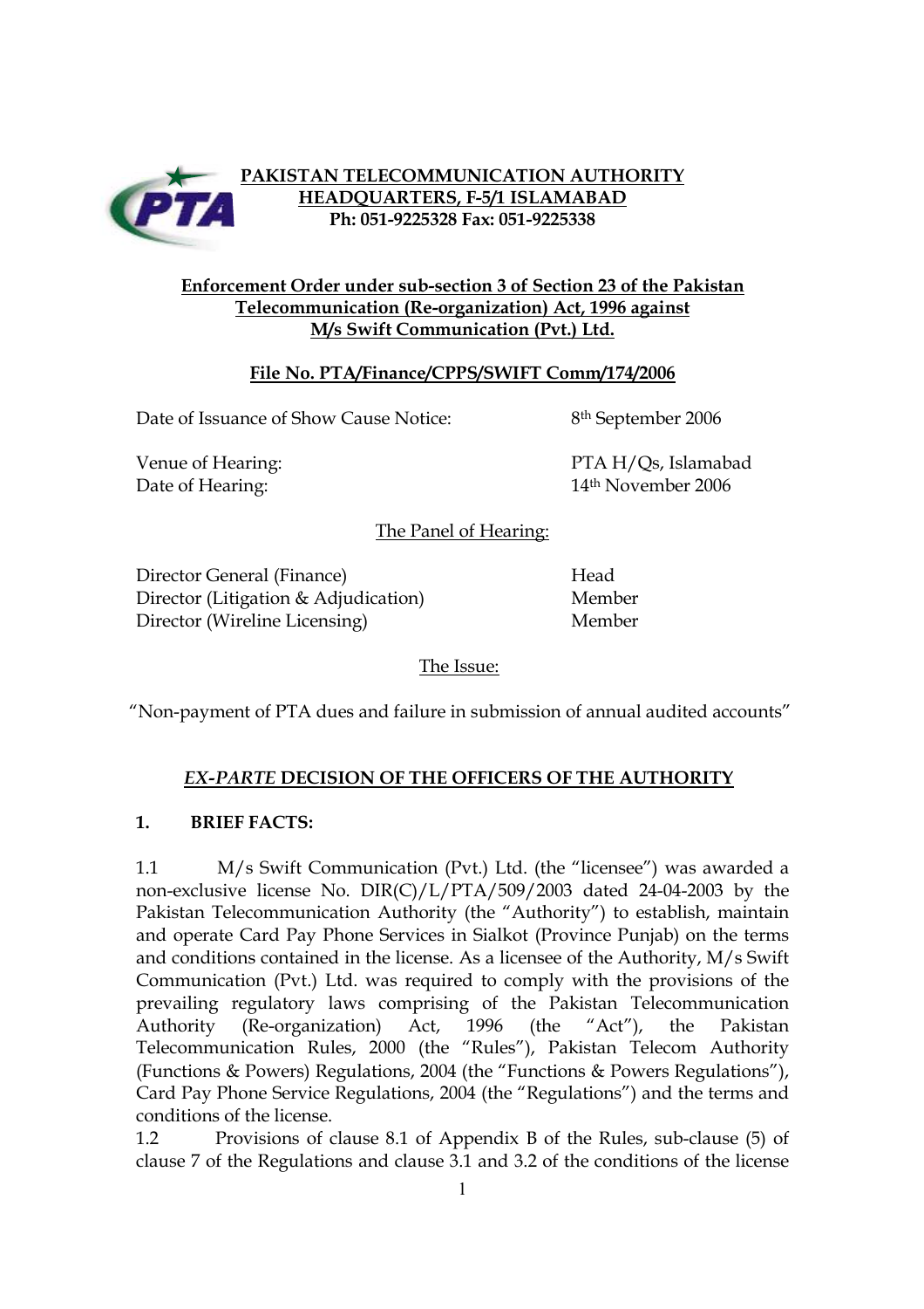**PAKISTAN TELECOMMUNICATION AUTHORITY**
**HEADQUARTERS, F-5/1 ISLAMABAD**
**Ph: 051-9225328 Fax: 051-9225338**

**Enforcement Order under sub-section 3 of Section 23 of the Pakistan Telecommunication (Re-organization) Act, 1996 against M/s Swift Communication (Pvt.) Ltd.**

**File No. PTA/Finance/CPPS/SWIFT Comm/174/2006**

| | |
|---|---|
| Date of Issuance of Show Cause Notice: | 8th September 2006 |
| Venue of Hearing: | PTA H/Qs, Islamabad |
| Date of Hearing: | 14th November 2006 |

The Panel of Hearing:

| | |
|---|---|
| Director General (Finance) | Head |
| Director (Litigation & Adjudication) | Member |
| Director (Wireline Licensing) | Member |

The Issue:

"Non-payment of PTA dues and failure in submission of annual audited accounts"

## ***EX-PARTE*** **DECISION OF THE OFFICERS OF THE AUTHORITY**

### 1. BRIEF FACTS:

1.1 M/s Swift Communication (Pvt.) Ltd. (the "licensee") was awarded a non-exclusive license No. DIR(C)/L/PTA/509/2003 dated 24-04-2003 by the Pakistan Telecommunication Authority (the "Authority") to establish, maintain and operate Card Pay Phone Services in Sialkot (Province Punjab) on the terms and conditions contained in the license. As a licensee of the Authority, M/s Swift Communication (Pvt.) Ltd. was required to comply with the provisions of the prevailing regulatory laws comprising of the Pakistan Telecommunication Authority (Re-organization) Act, 1996 (the "Act"), the Pakistan Telecommunication Rules, 2000 (the "Rules"), Pakistan Telecom Authority (Functions & Powers) Regulations, 2004 (the "Functions & Powers Regulations"), Card Pay Phone Service Regulations, 2004 (the "Regulations") and the terms and conditions of the license.

1.2 Provisions of clause 8.1 of Appendix B of the Rules, sub-clause (5) of clause 7 of the Regulations and clause 3.1 and 3.2 of the conditions of the license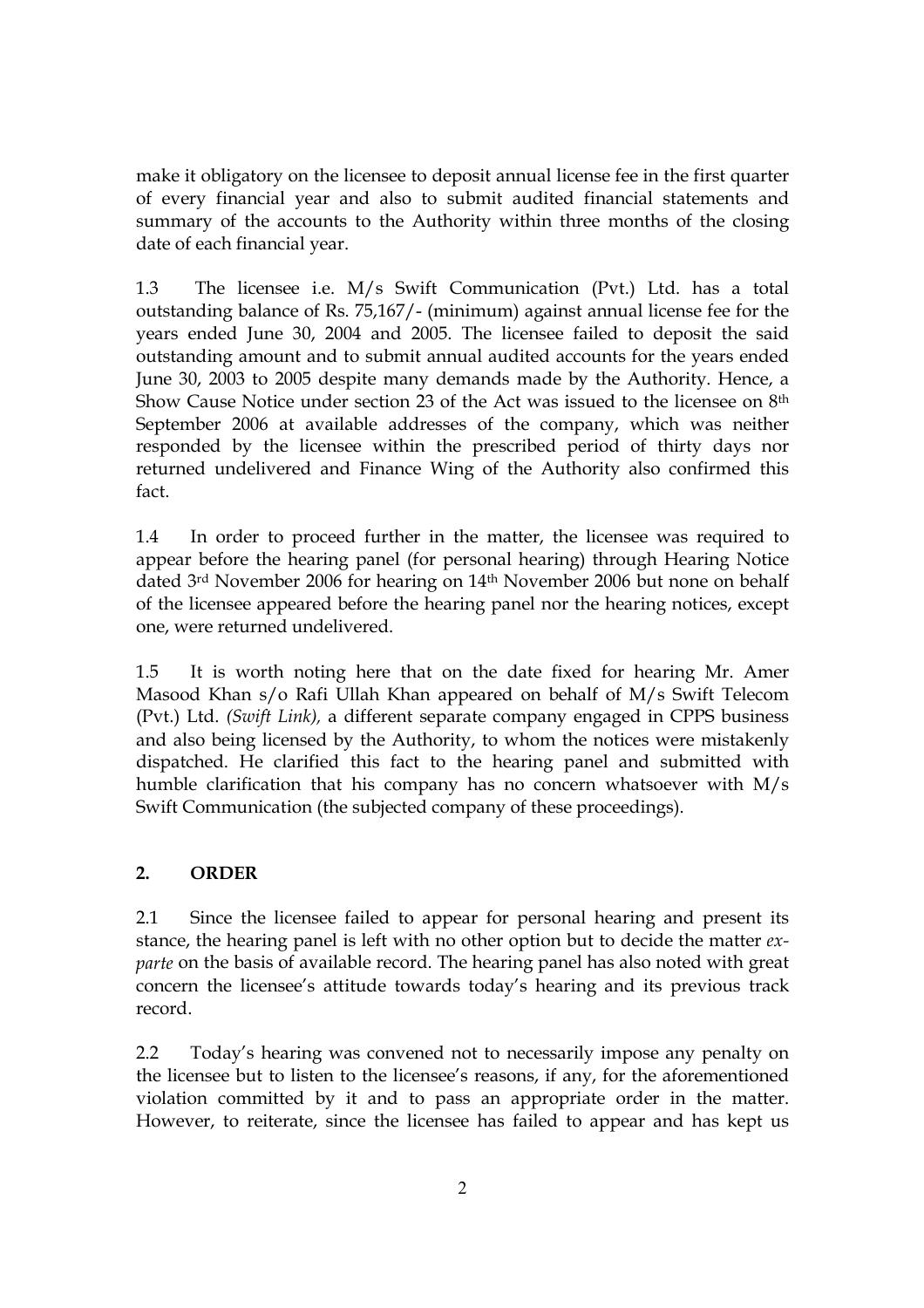make it obligatory on the licensee to deposit annual license fee in the first quarter of every financial year and also to submit audited financial statements and summary of the accounts to the Authority within three months of the closing date of each financial year.

1.3 The licensee i.e. M/s Swift Communication (Pvt.) Ltd. has a total outstanding balance of Rs. 75,167/- (minimum) against annual license fee for the years ended June 30, 2004 and 2005. The licensee failed to deposit the said outstanding amount and to submit annual audited accounts for the years ended June 30, 2003 to 2005 despite many demands made by the Authority. Hence, a Show Cause Notice under section 23 of the Act was issued to the licensee on 8th September 2006 at available addresses of the company, which was neither responded by the licensee within the prescribed period of thirty days nor returned undelivered and Finance Wing of the Authority also confirmed this fact.

1.4 In order to proceed further in the matter, the licensee was required to appear before the hearing panel (for personal hearing) through Hearing Notice dated 3rd November 2006 for hearing on 14th November 2006 but none on behalf of the licensee appeared before the hearing panel nor the hearing notices, except one, were returned undelivered.

1.5 It is worth noting here that on the date fixed for hearing Mr. Amer Masood Khan s/o Rafi Ullah Khan appeared on behalf of M/s Swift Telecom (Pvt.) Ltd. *(Swift Link),* a different separate company engaged in CPPS business and also being licensed by the Authority, to whom the notices were mistakenly dispatched. He clarified this fact to the hearing panel and submitted with humble clarification that his company has no concern whatsoever with M/s Swift Communication (the subjected company of these proceedings).

## 2. ORDER

2.1 Since the licensee failed to appear for personal hearing and present its stance, the hearing panel is left with no other option but to decide the matter *ex-parte* on the basis of available record. The hearing panel has also noted with great concern the licensee's attitude towards today's hearing and its previous track record.

2.2 Today's hearing was convened not to necessarily impose any penalty on the licensee but to listen to the licensee's reasons, if any, for the aforementioned violation committed by it and to pass an appropriate order in the matter. However, to reiterate, since the licensee has failed to appear and has kept us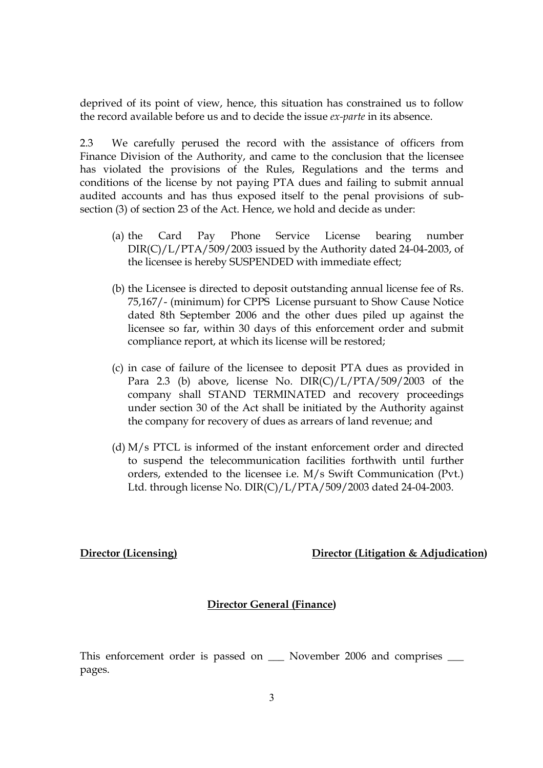deprived of its point of view, hence, this situation has constrained us to follow the record available before us and to decide the issue *ex-parte* in its absence.

2.3 We carefully perused the record with the assistance of officers from Finance Division of the Authority, and came to the conclusion that the licensee has violated the provisions of the Rules, Regulations and the terms and conditions of the license by not paying PTA dues and failing to submit annual audited accounts and has thus exposed itself to the penal provisions of sub-section (3) of section 23 of the Act. Hence, we hold and decide as under:

(a) the Card Pay Phone Service License bearing number DIR(C)/L/PTA/509/2003 issued by the Authority dated 24-04-2003, of the licensee is hereby SUSPENDED with immediate effect;

(b) the Licensee is directed to deposit outstanding annual license fee of Rs. 75,167/- (minimum) for CPPS License pursuant to Show Cause Notice dated 8th September 2006 and the other dues piled up against the licensee so far, within 30 days of this enforcement order and submit compliance report, at which its license will be restored;

(c) in case of failure of the licensee to deposit PTA dues as provided in Para 2.3 (b) above, license No. DIR(C)/L/PTA/509/2003 of the company shall STAND TERMINATED and recovery proceedings under section 30 of the Act shall be initiated by the Authority against the company for recovery of dues as arrears of land revenue; and

(d) M/s PTCL is informed of the instant enforcement order and directed to suspend the telecommunication facilities forthwith until further orders, extended to the licensee i.e. M/s Swift Communication (Pvt.) Ltd. through license No. DIR(C)/L/PTA/509/2003 dated 24-04-2003.

**Director (Licensing)**

**Director (Litigation & Adjudication)**

**Director General (Finance)**

This enforcement order is passed on ___ November 2006 and comprises ___ pages.